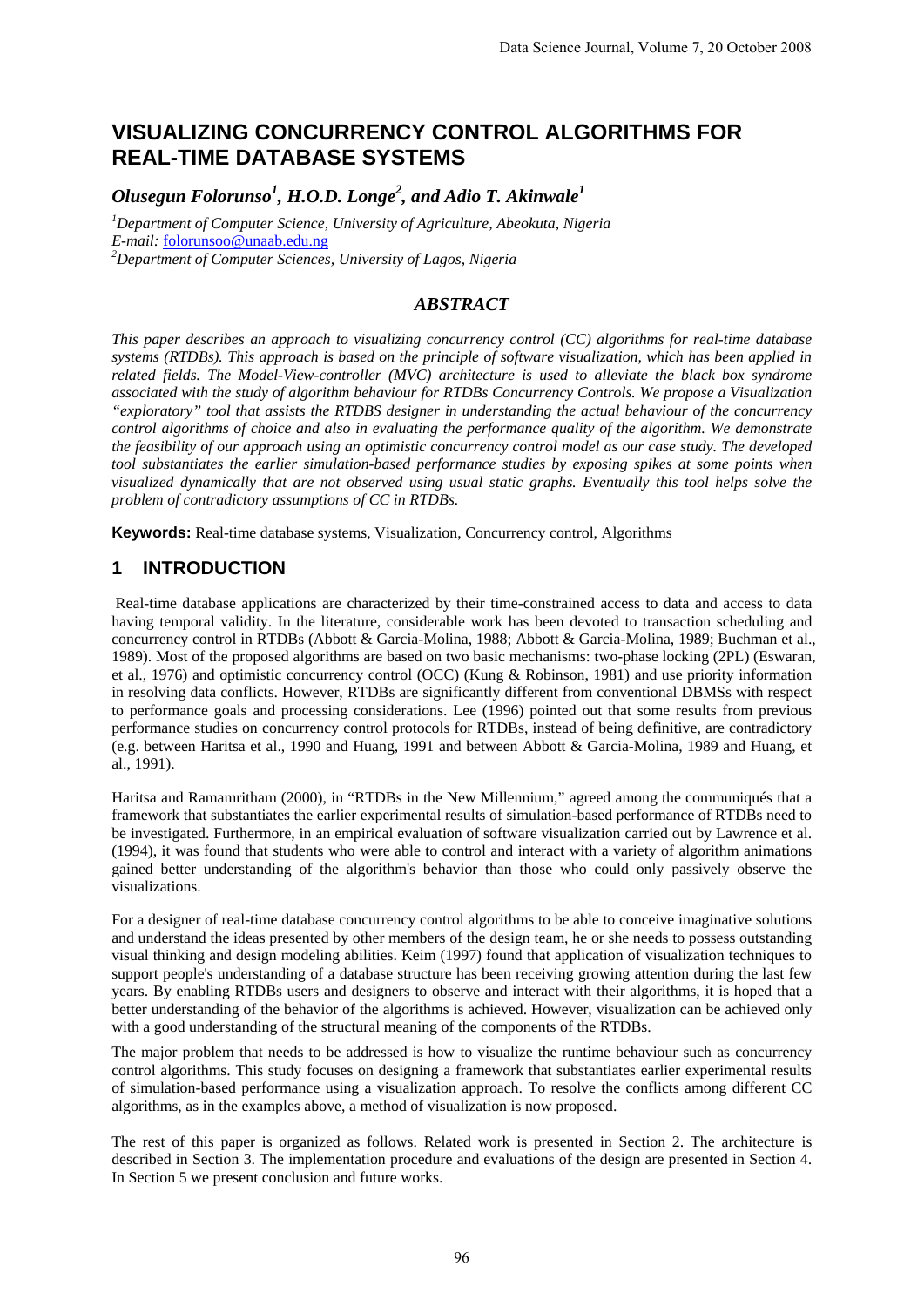# VISUALIZING CONCURRENCY CONTROL ALGORITHMS FOR REAL-TIME DATABASE SYSTEMS

***Olusegun Folorunso[1], H.O.D. Longe[2], and Adio T. Akinwale[1]***

*[1]Department of Computer Science, University of Agriculture, Abeokuta, Nigeria*
*E-mail:* folorunsoo@unaab.edu.ng
*[2]Department of Computer Sciences, University of Lagos, Nigeria*

## *ABSTRACT*

*This paper describes an approach to visualizing concurrency control (CC) algorithms for real-time database systems (RTDBs). This approach is based on the principle of software visualization, which has been applied in related fields. The Model-View-controller (MVC) architecture is used to alleviate the black box syndrome associated with the study of algorithm behaviour for RTDBs Concurrency Controls. We propose a Visualization "exploratory" tool that assists the RTDBS designer in understanding the actual behaviour of the concurrency control algorithms of choice and also in evaluating the performance quality of the algorithm. We demonstrate the feasibility of our approach using an optimistic concurrency control model as our case study. The developed tool substantiates the earlier simulation-based performance studies by exposing spikes at some points when visualized dynamically that are not observed using usual static graphs. Eventually this tool helps solve the problem of contradictory assumptions of CC in RTDBs.*

**Keywords:** Real-time database systems, Visualization, Concurrency control, Algorithms

## 1 INTRODUCTION

Real-time database applications are characterized by their time-constrained access to data and access to data having temporal validity. In the literature, considerable work has been devoted to transaction scheduling and concurrency control in RTDBs (Abbott & Garcia-Molina, 1988; Abbott & Garcia-Molina, 1989; Buchman et al., 1989). Most of the proposed algorithms are based on two basic mechanisms: two-phase locking (2PL) (Eswaran, et al., 1976) and optimistic concurrency control (OCC) (Kung & Robinson, 1981) and use priority information in resolving data conflicts. However, RTDBs are significantly different from conventional DBMSs with respect to performance goals and processing considerations. Lee (1996) pointed out that some results from previous performance studies on concurrency control protocols for RTDBs, instead of being definitive, are contradictory (e.g. between Haritsa et al., 1990 and Huang, 1991 and between Abbott & Garcia-Molina, 1989 and Huang, et al., 1991).

Haritsa and Ramamritham (2000), in "RTDBs in the New Millennium," agreed among the communiqués that a framework that substantiates the earlier experimental results of simulation-based performance of RTDBs need to be investigated. Furthermore, in an empirical evaluation of software visualization carried out by Lawrence et al. (1994), it was found that students who were able to control and interact with a variety of algorithm animations gained better understanding of the algorithm's behavior than those who could only passively observe the visualizations.

For a designer of real-time database concurrency control algorithms to be able to conceive imaginative solutions and understand the ideas presented by other members of the design team, he or she needs to possess outstanding visual thinking and design modeling abilities. Keim (1997) found that application of visualization techniques to support people's understanding of a database structure has been receiving growing attention during the last few years. By enabling RTDBs users and designers to observe and interact with their algorithms, it is hoped that a better understanding of the behavior of the algorithms is achieved. However, visualization can be achieved only with a good understanding of the structural meaning of the components of the RTDBs.

The major problem that needs to be addressed is how to visualize the runtime behaviour such as concurrency control algorithms. This study focuses on designing a framework that substantiates earlier experimental results of simulation-based performance using a visualization approach. To resolve the conflicts among different CC algorithms, as in the examples above, a method of visualization is now proposed.

The rest of this paper is organized as follows. Related work is presented in Section 2. The architecture is described in Section 3. The implementation procedure and evaluations of the design are presented in Section 4. In Section 5 we present conclusion and future works.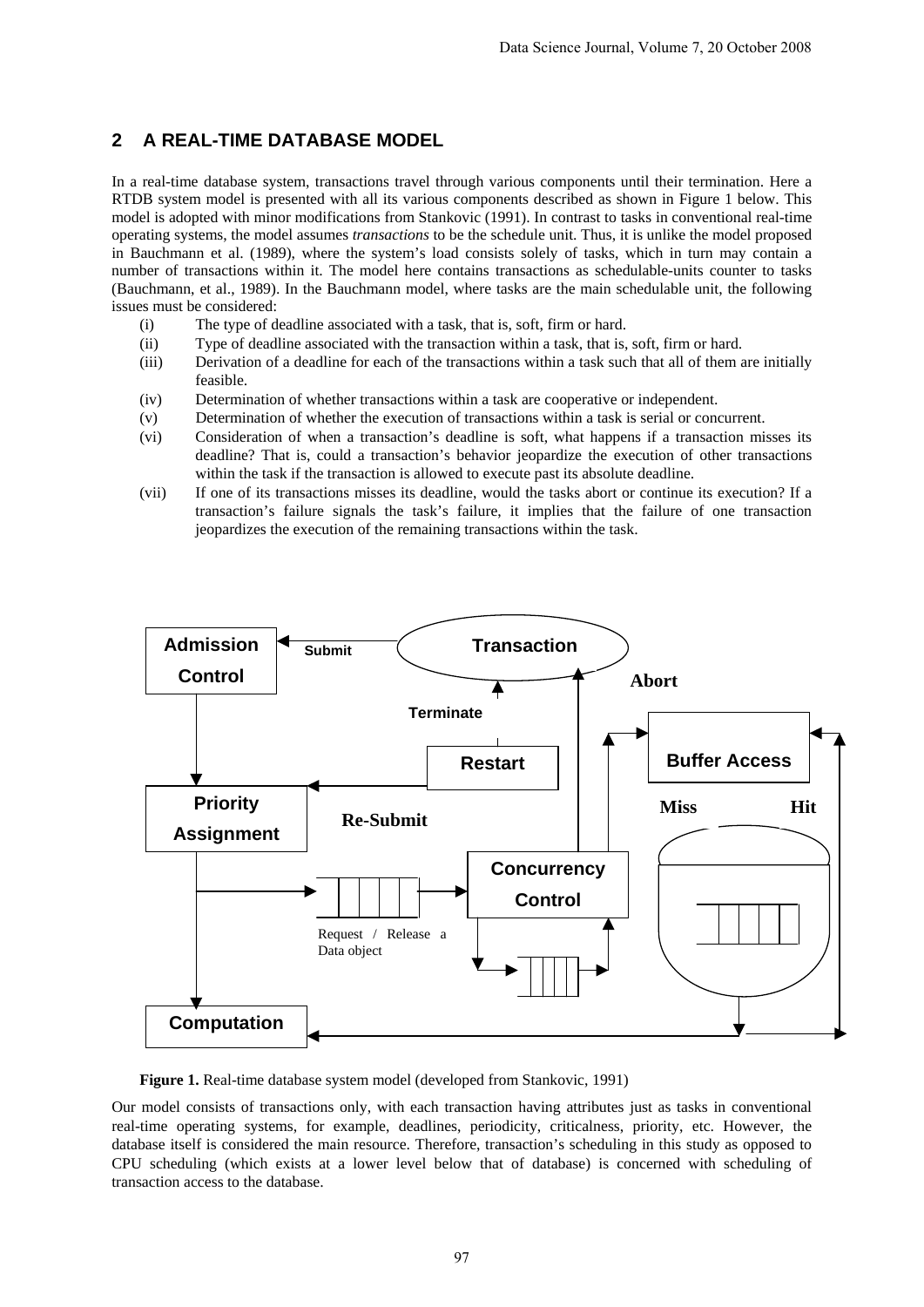## 2 A REAL-TIME DATABASE MODEL

In a real-time database system, transactions travel through various components until their termination. Here a RTDB system model is presented with all its various components described as shown in Figure 1 below. This model is adopted with minor modifications from Stankovic (1991). In contrast to tasks in conventional real-time operating systems, the model assumes *transactions* to be the schedule unit. Thus, it is unlike the model proposed in Bauchmann et al. (1989), where the system's load consists solely of tasks, which in turn may contain a number of transactions within it. The model here contains transactions as schedulable-units counter to tasks (Bauchmann, et al., 1989). In the Bauchmann model, where tasks are the main schedulable unit, the following issues must be considered:

- (i) The type of deadline associated with a task, that is, soft, firm or hard.
- (ii) Type of deadline associated with the transaction within a task, that is, soft, firm or hard.
- (iii) Derivation of a deadline for each of the transactions within a task such that all of them are initially feasible.
- (iv) Determination of whether transactions within a task are cooperative or independent.
- (v) Determination of whether the execution of transactions within a task is serial or concurrent.
- (vi) Consideration of when a transaction's deadline is soft, what happens if a transaction misses its deadline? That is, could a transaction's behavior jeopardize the execution of other transactions within the task if the transaction is allowed to execute past its absolute deadline.
- (vii) If one of its transactions misses its deadline, would the tasks abort or continue its execution? If a transaction's failure signals the task's failure, it implies that the failure of one transaction jeopardizes the execution of the remaining transactions within the task.

**Figure 1.** Real-time database system model (developed from Stankovic, 1991)

Our model consists of transactions only, with each transaction having attributes just as tasks in conventional real-time operating systems, for example, deadlines, periodicity, criticalness, priority, etc. However, the database itself is considered the main resource. Therefore, transaction's scheduling in this study as opposed to CPU scheduling (which exists at a lower level below that of database) is concerned with scheduling of transaction access to the database.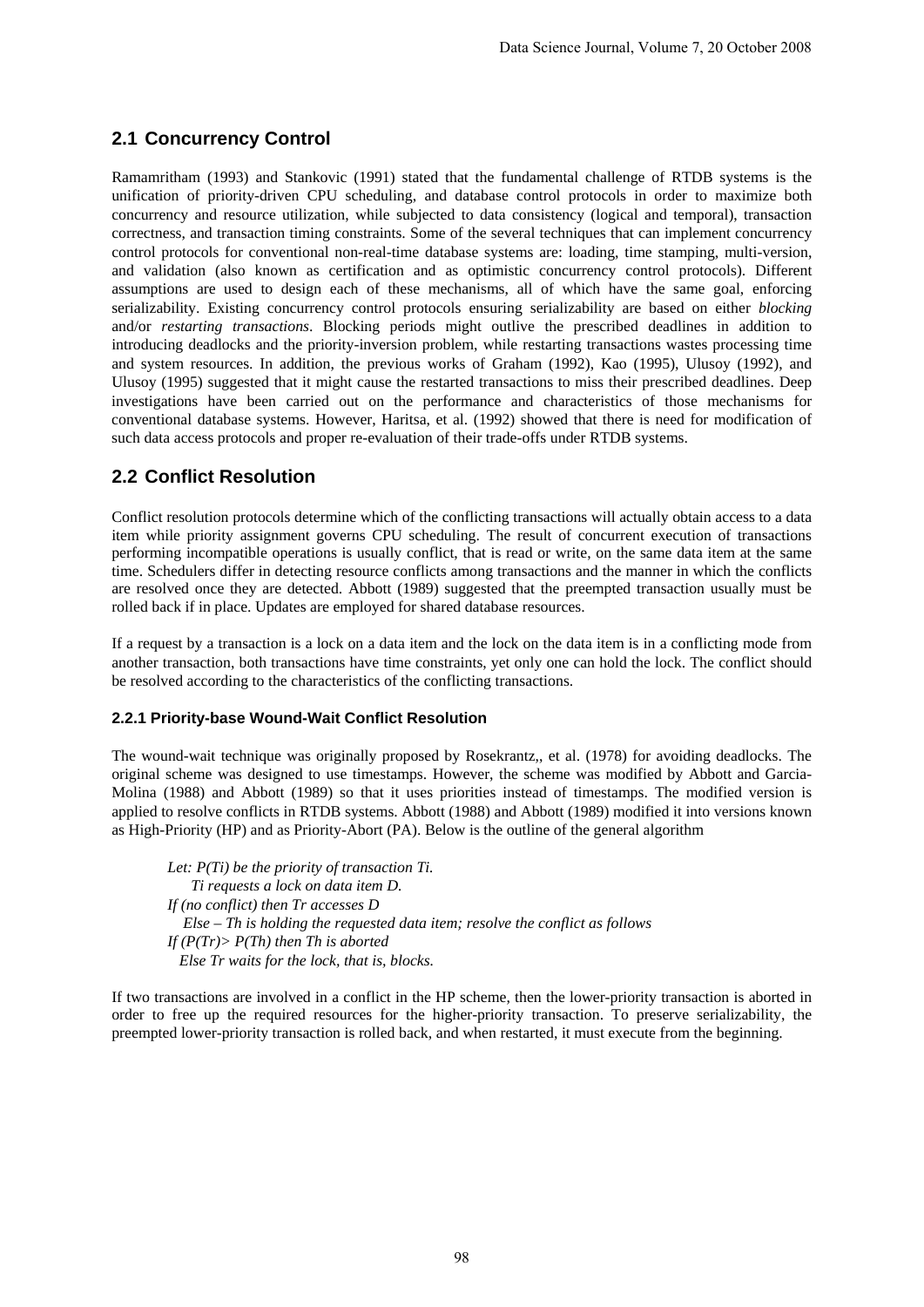## 2.1 Concurrency Control

Ramamritham (1993) and Stankovic (1991) stated that the fundamental challenge of RTDB systems is the unification of priority-driven CPU scheduling, and database control protocols in order to maximize both concurrency and resource utilization, while subjected to data consistency (logical and temporal), transaction correctness, and transaction timing constraints. Some of the several techniques that can implement concurrency control protocols for conventional non-real-time database systems are: loading, time stamping, multi-version, and validation (also known as certification and as optimistic concurrency control protocols). Different assumptions are used to design each of these mechanisms, all of which have the same goal, enforcing serializability. Existing concurrency control protocols ensuring serializability are based on either *blocking* and/or *restarting transactions*. Blocking periods might outlive the prescribed deadlines in addition to introducing deadlocks and the priority-inversion problem, while restarting transactions wastes processing time and system resources. In addition, the previous works of Graham (1992), Kao (1995), Ulusoy (1992), and Ulusoy (1995) suggested that it might cause the restarted transactions to miss their prescribed deadlines. Deep investigations have been carried out on the performance and characteristics of those mechanisms for conventional database systems. However, Haritsa, et al. (1992) showed that there is need for modification of such data access protocols and proper re-evaluation of their trade-offs under RTDB systems.

## 2.2 Conflict Resolution

Conflict resolution protocols determine which of the conflicting transactions will actually obtain access to a data item while priority assignment governs CPU scheduling. The result of concurrent execution of transactions performing incompatible operations is usually conflict, that is read or write, on the same data item at the same time. Schedulers differ in detecting resource conflicts among transactions and the manner in which the conflicts are resolved once they are detected. Abbott (1989) suggested that the preempted transaction usually must be rolled back if in place. Updates are employed for shared database resources.

If a request by a transaction is a lock on a data item and the lock on the data item is in a conflicting mode from another transaction, both transactions have time constraints, yet only one can hold the lock. The conflict should be resolved according to the characteristics of the conflicting transactions.

### 2.2.1 Priority-base Wound-Wait Conflict Resolution

The wound-wait technique was originally proposed by Rosekrantz,, et al. (1978) for avoiding deadlocks. The original scheme was designed to use timestamps. However, the scheme was modified by Abbott and Garcia-Molina (1988) and Abbott (1989) so that it uses priorities instead of timestamps. The modified version is applied to resolve conflicts in RTDB systems. Abbott (1988) and Abbott (1989) modified it into versions known as High-Priority (HP) and as Priority-Abort (PA). Below is the outline of the general algorithm

*Let: P(Ti) be the priority of transaction Ti.*
*Ti requests a lock on data item D.*
*If (no conflict) then Tr accesses D*
*Else – Th is holding the requested data item; resolve the conflict as follows*
*If (P(Tr)> P(Th) then Th is aborted*
*Else Tr waits for the lock, that is, blocks.*

If two transactions are involved in a conflict in the HP scheme, then the lower-priority transaction is aborted in order to free up the required resources for the higher-priority transaction. To preserve serializability, the preempted lower-priority transaction is rolled back, and when restarted, it must execute from the beginning.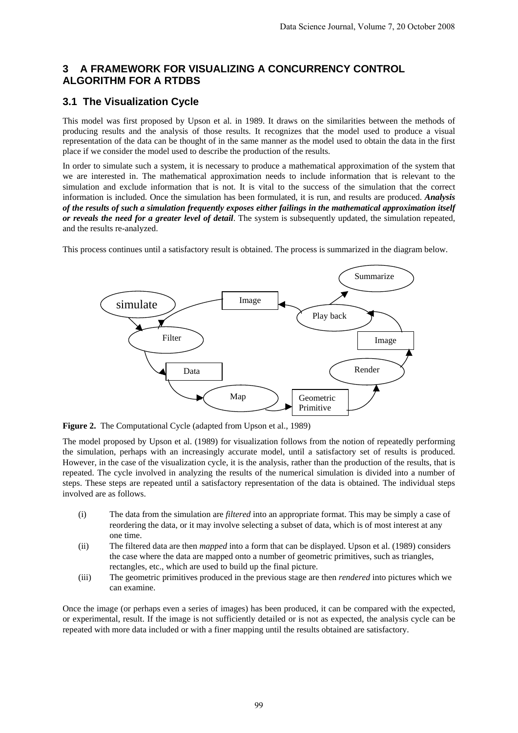## 3 A FRAMEWORK FOR VISUALIZING A CONCURRENCY CONTROL ALGORITHM FOR A RTDBS

### 3.1 The Visualization Cycle

This model was first proposed by Upson et al. in 1989. It draws on the similarities between the methods of producing results and the analysis of those results. It recognizes that the model used to produce a visual representation of the data can be thought of in the same manner as the model used to obtain the data in the first place if we consider the model used to describe the production of the results.

In order to simulate such a system, it is necessary to produce a mathematical approximation of the system that we are interested in. The mathematical approximation needs to include information that is relevant to the simulation and exclude information that is not. It is vital to the success of the simulation that the correct information is included. Once the simulation has been formulated, it is run, and results are produced. ***Analysis of the results of such a simulation frequently exposes either failings in the mathematical approximation itself or reveals the need for a greater level of detail***. The system is subsequently updated, the simulation repeated, and the results re-analyzed.

This process continues until a satisfactory result is obtained. The process is summarized in the diagram below.

**Figure 2.** The Computational Cycle (adapted from Upson et al., 1989)

The model proposed by Upson et al. (1989) for visualization follows from the notion of repeatedly performing the simulation, perhaps with an increasingly accurate model, until a satisfactory set of results is produced. However, in the case of the visualization cycle, it is the analysis, rather than the production of the results, that is repeated. The cycle involved in analyzing the results of the numerical simulation is divided into a number of steps. These steps are repeated until a satisfactory representation of the data is obtained. The individual steps involved are as follows.

(i) The data from the simulation are *filtered* into an appropriate format. This may be simply a case of reordering the data, or it may involve selecting a subset of data, which is of most interest at any one time.

(ii) The filtered data are then *mapped* into a form that can be displayed. Upson et al. (1989) considers the case where the data are mapped onto a number of geometric primitives, such as triangles, rectangles, etc., which are used to build up the final picture.

(iii) The geometric primitives produced in the previous stage are then *rendered* into pictures which we can examine.

Once the image (or perhaps even a series of images) has been produced, it can be compared with the expected, or experimental, result. If the image is not sufficiently detailed or is not as expected, the analysis cycle can be repeated with more data included or with a finer mapping until the results obtained are satisfactory.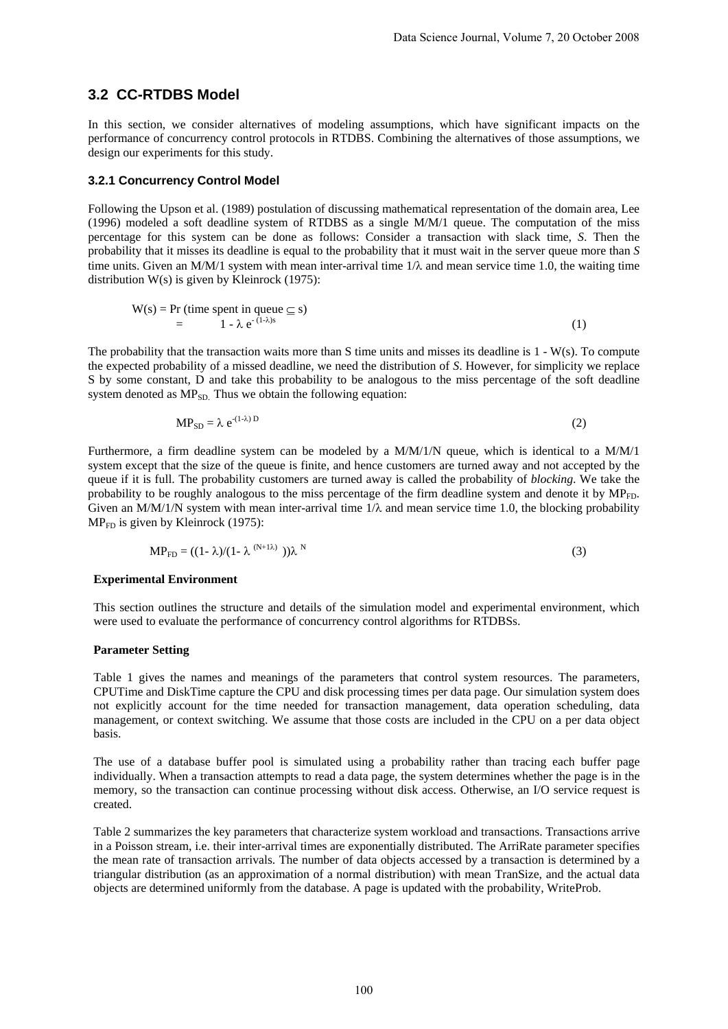## 3.2 CC-RTDBS Model

In this section, we consider alternatives of modeling assumptions, which have significant impacts on the performance of concurrency control protocols in RTDBS. Combining the alternatives of those assumptions, we design our experiments for this study.

### 3.2.1 Concurrency Control Model

Following the Upson et al. (1989) postulation of discussing mathematical representation of the domain area, Lee (1996) modeled a soft deadline system of RTDBS as a single M/M/1 queue. The computation of the miss percentage for this system can be done as follows: Consider a transaction with slack time, *S*. Then the probability that it misses its deadline is equal to the probability that it must wait in the server queue more than *S* time units. Given an M/M/1 system with mean inter-arrival time $1/\lambda$ and mean service time 1.0, the waiting time distribution W(s) is given by Kleinrock (1975):

$$W(s) = \Pr(\text{time spent in queue} \subseteq s) = 1 - \lambda e^{-(1-\lambda)s} \quad (1)$$

The probability that the transaction waits more than S time units and misses its deadline is 1 - W(s). To compute the expected probability of a missed deadline, we need the distribution of *S*. However, for simplicity we replace S by some constant, D and take this probability to be analogous to the miss percentage of the soft deadline system denoted as $MP_{SD}$. Thus we obtain the following equation:

$$MP_{SD} = \lambda e^{-(1-\lambda) D} \quad (2)$$

Furthermore, a firm deadline system can be modeled by a M/M/1/N queue, which is identical to a M/M/1 system except that the size of the queue is finite, and hence customers are turned away and not accepted by the queue if it is full. The probability customers are turned away is called the probability of *blocking*. We take the probability to be roughly analogous to the miss percentage of the firm deadline system and denote it by $MP_{FD}$. Given an M/M/1/N system with mean inter-arrival time $1/\lambda$ and mean service time 1.0, the blocking probability $MP_{FD}$ is given by Kleinrock (1975):

$$MP_{FD} = ((1-\lambda)/(1-\lambda^{(N+1\lambda)}))\lambda^{N} \quad (3)$$

**Experimental Environment**

This section outlines the structure and details of the simulation model and experimental environment, which were used to evaluate the performance of concurrency control algorithms for RTDBSs.

**Parameter Setting**

Table 1 gives the names and meanings of the parameters that control system resources. The parameters, CPUTime and DiskTime capture the CPU and disk processing times per data page. Our simulation system does not explicitly account for the time needed for transaction management, data operation scheduling, data management, or context switching. We assume that those costs are included in the CPU on a per data object basis.

The use of a database buffer pool is simulated using a probability rather than tracing each buffer page individually. When a transaction attempts to read a data page, the system determines whether the page is in the memory, so the transaction can continue processing without disk access. Otherwise, an I/O service request is created.

Table 2 summarizes the key parameters that characterize system workload and transactions. Transactions arrive in a Poisson stream, i.e. their inter-arrival times are exponentially distributed. The ArriRate parameter specifies the mean rate of transaction arrivals. The number of data objects accessed by a transaction is determined by a triangular distribution (as an approximation of a normal distribution) with mean TranSize, and the actual data objects are determined uniformly from the database. A page is updated with the probability, WriteProb.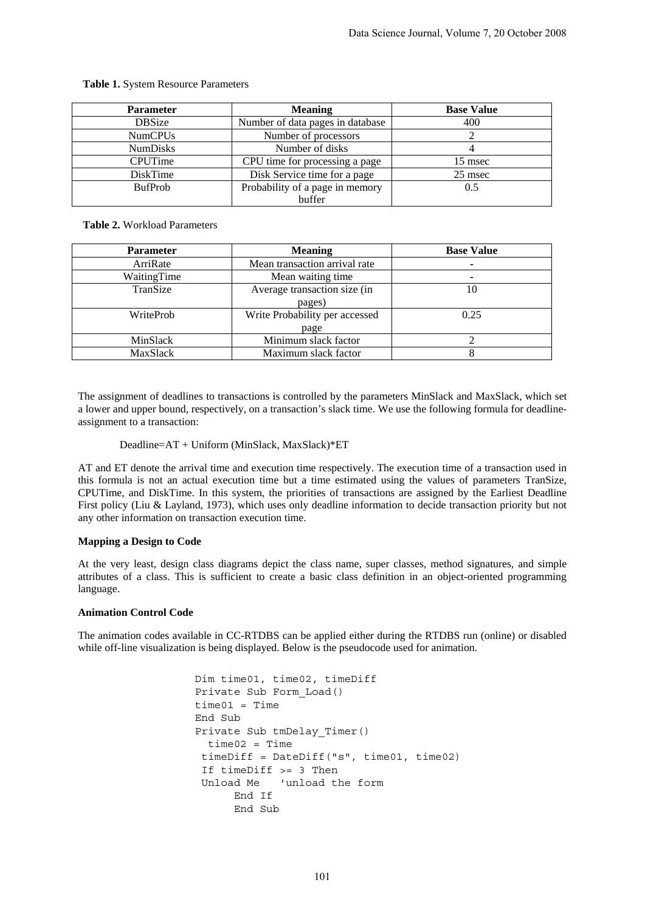**Table 1.** System Resource Parameters

| Parameter | Meaning | Base Value |
|---|---|---|
| DBSize | Number of data pages in database | 400 |
| NumCPUs | Number of processors | 2 |
| NumDisks | Number of disks | 4 |
| CPUTime | CPU time for processing a page | 15 msec |
| DiskTime | Disk Service time for a page | 25 msec |
| BufProb | Probability of a page in memory buffer | 0.5 |

**Table 2.** Workload Parameters

| Parameter | Meaning | Base Value |
|---|---|---|
| ArriRate | Mean transaction arrival rate | - |
| WaitingTime | Mean waiting time | - |
| TranSize | Average transaction size (in pages) | 10 |
| WriteProb | Write Probability per accessed page | 0.25 |
| MinSlack | Minimum slack factor | 2 |
| MaxSlack | Maximum slack factor | 8 |

The assignment of deadlines to transactions is controlled by the parameters MinSlack and MaxSlack, which set a lower and upper bound, respectively, on a transaction's slack time. We use the following formula for deadline-assignment to a transaction:

Deadline=AT + Uniform (MinSlack, MaxSlack)*ET

AT and ET denote the arrival time and execution time respectively. The execution time of a transaction used in this formula is not an actual execution time but a time estimated using the values of parameters TranSize, CPUTime, and DiskTime. In this system, the priorities of transactions are assigned by the Earliest Deadline First policy (Liu & Layland, 1973), which uses only deadline information to decide transaction priority but not any other information on transaction execution time.

**Mapping a Design to Code**

At the very least, design class diagrams depict the class name, super classes, method signatures, and simple attributes of a class. This is sufficient to create a basic class definition in an object-oriented programming language.

**Animation Control Code**

The animation codes available in CC-RTDBS can be applied either during the RTDBS run (online) or disabled while off-line visualization is being displayed. Below is the pseudocode used for animation.

```
Dim time01, time02, timeDiff
Private Sub Form_Load()
time01 = Time
End Sub
Private Sub tmDelay_Timer()
  time02 = Time
 timeDiff = DateDiff("s", time01, time02)
 If timeDiff >= 3 Then
 Unload Me   'unload the form
      End If
      End Sub
```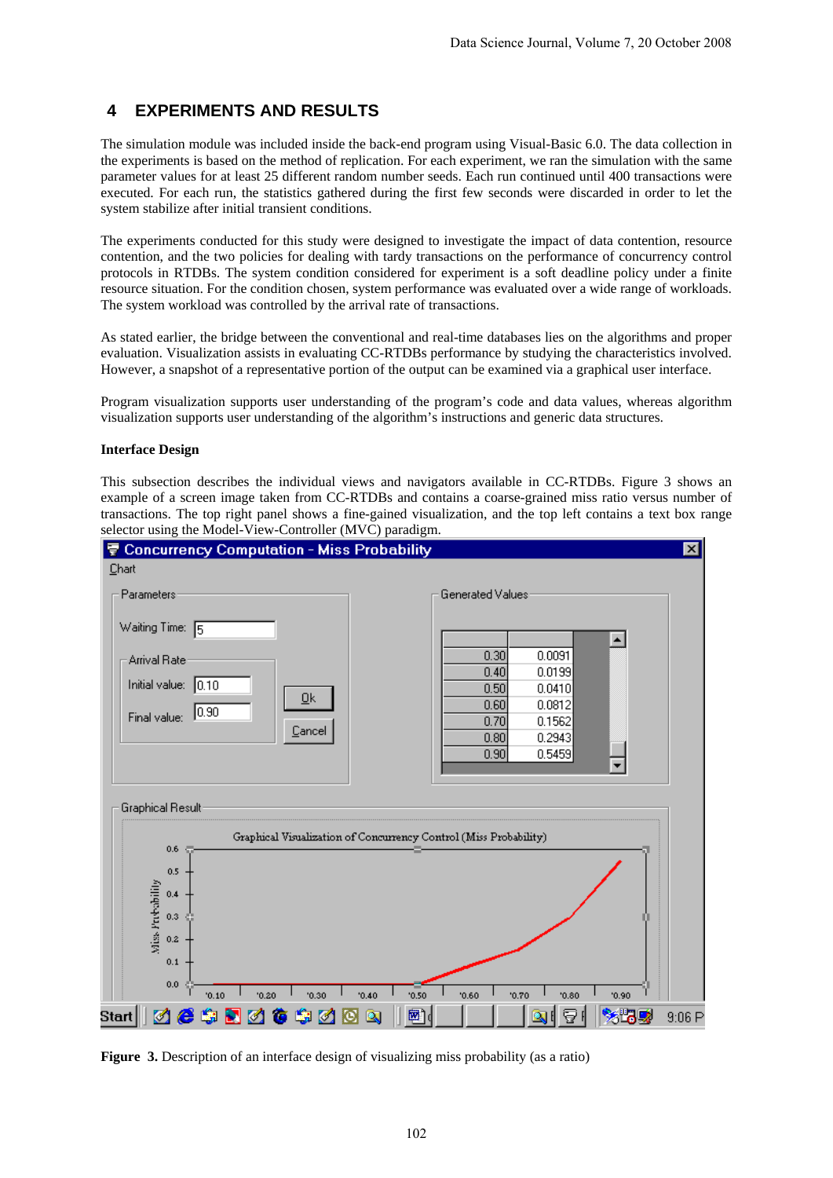## 4 EXPERIMENTS AND RESULTS

The simulation module was included inside the back-end program using Visual-Basic 6.0. The data collection in the experiments is based on the method of replication. For each experiment, we ran the simulation with the same parameter values for at least 25 different random number seeds. Each run continued until 400 transactions were executed. For each run, the statistics gathered during the first few seconds were discarded in order to let the system stabilize after initial transient conditions.

The experiments conducted for this study were designed to investigate the impact of data contention, resource contention, and the two policies for dealing with tardy transactions on the performance of concurrency control protocols in RTDBs. The system condition considered for experiment is a soft deadline policy under a finite resource situation. For the condition chosen, system performance was evaluated over a wide range of workloads. The system workload was controlled by the arrival rate of transactions.

As stated earlier, the bridge between the conventional and real-time databases lies on the algorithms and proper evaluation. Visualization assists in evaluating CC-RTDBs performance by studying the characteristics involved. However, a snapshot of a representative portion of the output can be examined via a graphical user interface.

Program visualization supports user understanding of the program's code and data values, whereas algorithm visualization supports user understanding of the algorithm's instructions and generic data structures.

**Interface Design**

This subsection describes the individual views and navigators available in CC-RTDBs. Figure 3 shows an example of a screen image taken from CC-RTDBs and contains a coarse-grained miss ratio versus number of transactions. The top right panel shows a fine-gained visualization, and the top left contains a text box range selector using the Model-View-Controller (MVC) paradigm.

**Figure 3.** Description of an interface design of visualizing miss probability (as a ratio)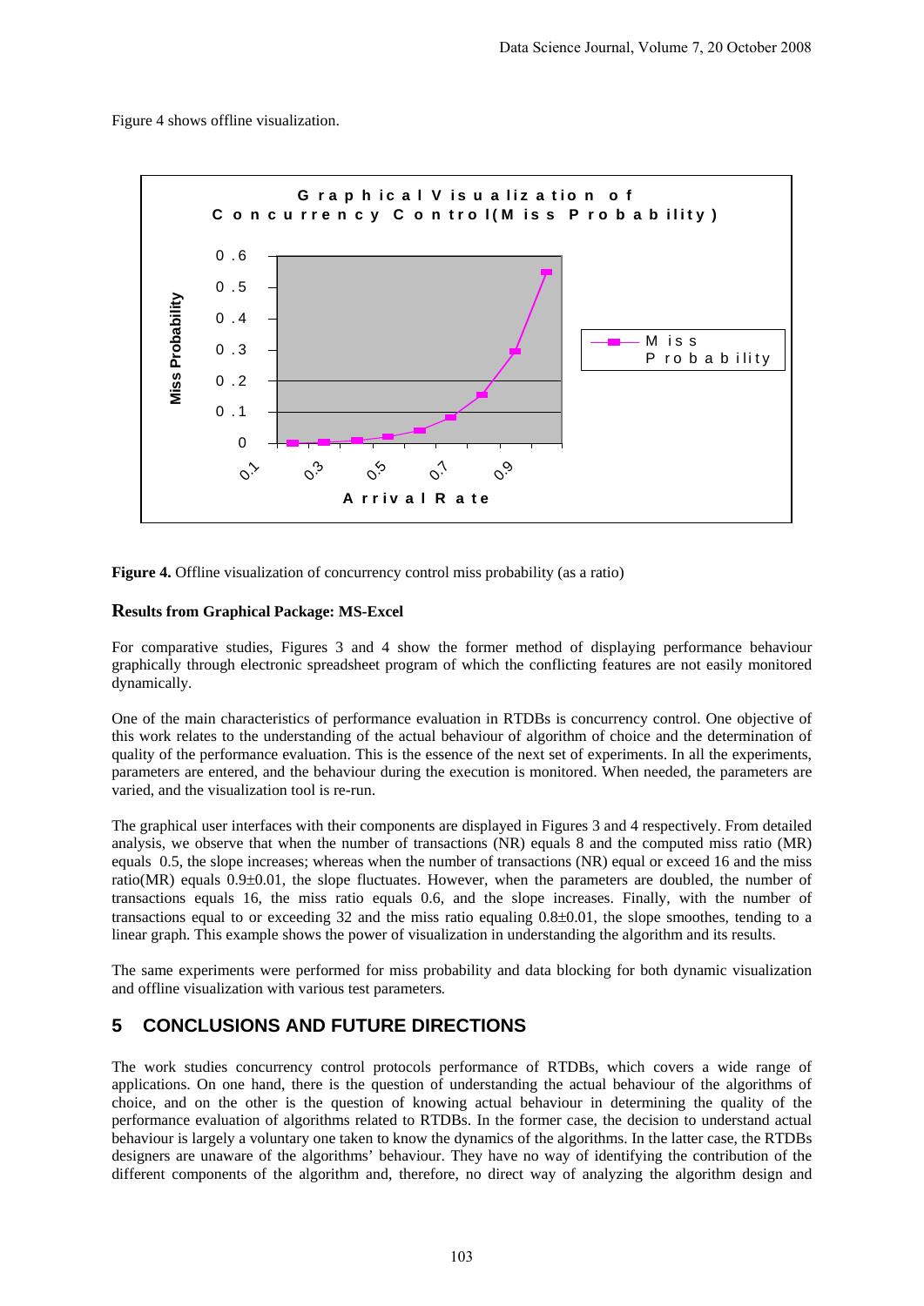Figure 4 shows offline visualization.

**Figure 4.** Offline visualization of concurrency control miss probability (as a ratio)

### Results from Graphical Package: MS-Excel

For comparative studies, Figures 3 and 4 show the former method of displaying performance behaviour graphically through electronic spreadsheet program of which the conflicting features are not easily monitored dynamically.

One of the main characteristics of performance evaluation in RTDBs is concurrency control. One objective of this work relates to the understanding of the actual behaviour of algorithm of choice and the determination of quality of the performance evaluation. This is the essence of the next set of experiments. In all the experiments, parameters are entered, and the behaviour during the execution is monitored. When needed, the parameters are varied, and the visualization tool is re-run.

The graphical user interfaces with their components are displayed in Figures 3 and 4 respectively. From detailed analysis, we observe that when the number of transactions (NR) equals 8 and the computed miss ratio (MR) equals 0.5, the slope increases; whereas when the number of transactions (NR) equal or exceed 16 and the miss ratio(MR) equals 0.9±0.01, the slope fluctuates. However, when the parameters are doubled, the number of transactions equals 16, the miss ratio equals 0.6, and the slope increases. Finally, with the number of transactions equal to or exceeding 32 and the miss ratio equaling 0.8±0.01, the slope smoothes, tending to a linear graph. This example shows the power of visualization in understanding the algorithm and its results.

The same experiments were performed for miss probability and data blocking for both dynamic visualization and offline visualization with various test parameters.

## 5 CONCLUSIONS AND FUTURE DIRECTIONS

The work studies concurrency control protocols performance of RTDBs, which covers a wide range of applications. On one hand, there is the question of understanding the actual behaviour of the algorithms of choice, and on the other is the question of knowing actual behaviour in determining the quality of the performance evaluation of algorithms related to RTDBs. In the former case, the decision to understand actual behaviour is largely a voluntary one taken to know the dynamics of the algorithms. In the latter case, the RTDBs designers are unaware of the algorithms' behaviour. They have no way of identifying the contribution of the different components of the algorithm and, therefore, no direct way of analyzing the algorithm design and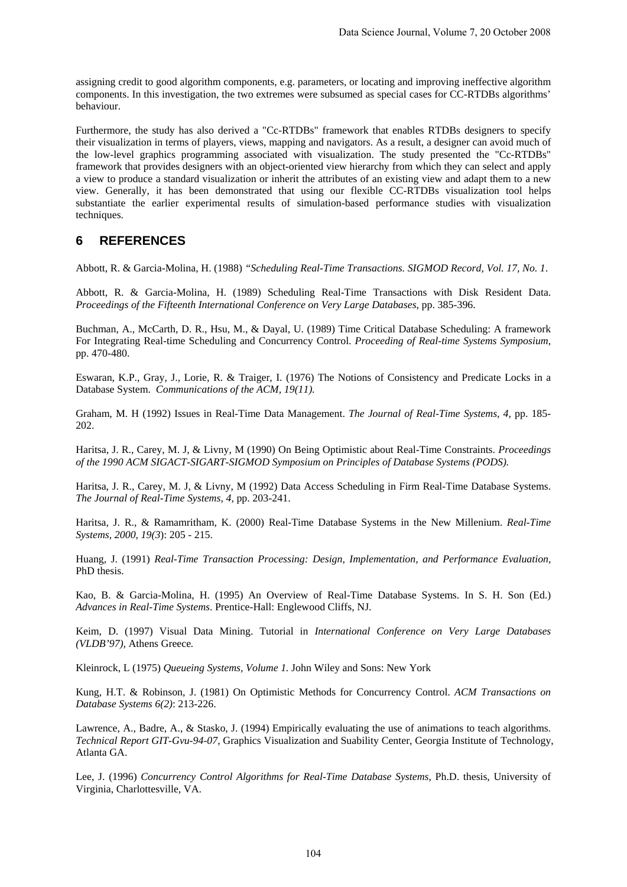assigning credit to good algorithm components, e.g. parameters, or locating and improving ineffective algorithm components. In this investigation, the two extremes were subsumed as special cases for CC-RTDBs algorithms' behaviour.

Furthermore, the study has also derived a "Cc-RTDBs" framework that enables RTDBs designers to specify their visualization in terms of players, views, mapping and navigators. As a result, a designer can avoid much of the low-level graphics programming associated with visualization. The study presented the "Cc-RTDBs" framework that provides designers with an object-oriented view hierarchy from which they can select and apply a view to produce a standard visualization or inherit the attributes of an existing view and adapt them to a new view. Generally, it has been demonstrated that using our flexible CC-RTDBs visualization tool helps substantiate the earlier experimental results of simulation-based performance studies with visualization techniques.

## 6 REFERENCES

Abbott, R. & Garcia-Molina, H. (1988) *"Scheduling Real-Time Transactions. SIGMOD Record, Vol. 17, No. 1*.

Abbott, R. & Garcia-Molina, H. (1989) Scheduling Real-Time Transactions with Disk Resident Data. *Proceedings of the Fifteenth International Conference on Very Large Databases*, pp. 385-396.

Buchman, A., McCarth, D. R., Hsu, M., & Dayal, U. (1989) Time Critical Database Scheduling: A framework For Integrating Real-time Scheduling and Concurrency Control. *Proceeding of Real-time Systems Symposium*, pp. 470-480.

Eswaran, K.P., Gray, J., Lorie, R. & Traiger, I. (1976) The Notions of Consistency and Predicate Locks in a Database System. *Communications of the ACM, 19(11).*

Graham, M. H (1992) Issues in Real-Time Data Management. *The Journal of Real-Time Systems, 4*, pp. 185-202.

Haritsa, J. R., Carey, M. J, & Livny, M (1990) On Being Optimistic about Real-Time Constraints. *Proceedings of the 1990 ACM SIGACT-SIGART-SIGMOD Symposium on Principles of Database Systems (PODS).*

Haritsa, J. R., Carey, M. J, & Livny, M (1992) Data Access Scheduling in Firm Real-Time Database Systems. *The Journal of Real-Time Systems, 4,* pp. 203-241.

Haritsa, J. R., & Ramamritham, K. (2000) Real-Time Database Systems in the New Millenium. *Real-Time Systems, 2000, 19(3*): 205 - 215.

Huang, J. (1991) *Real-Time Transaction Processing: Design, Implementation, and Performance Evaluation*, PhD thesis.

Kao, B. & Garcia-Molina, H. (1995) An Overview of Real-Time Database Systems. In S. H. Son (Ed.) *Advances in Real-Time Systems*. Prentice-Hall: Englewood Cliffs, NJ.

Keim, D. (1997) Visual Data Mining. Tutorial in *International Conference on Very Large Databases (VLDB'97),* Athens Greece*.*

Kleinrock, L (1975) *Queueing Systems, Volume 1.* John Wiley and Sons: New York

Kung, H.T. & Robinson, J. (1981) On Optimistic Methods for Concurrency Control. *ACM Transactions on Database Systems 6(2)*: 213-226.

Lawrence, A., Badre, A., & Stasko, J. (1994) Empirically evaluating the use of animations to teach algorithms. *Technical Report GIT-Gvu-94-07*, Graphics Visualization and Suability Center, Georgia Institute of Technology, Atlanta GA.

Lee, J. (1996) *Concurrency Control Algorithms for Real-Time Database Systems*, Ph.D. thesis, University of Virginia, Charlottesville, VA.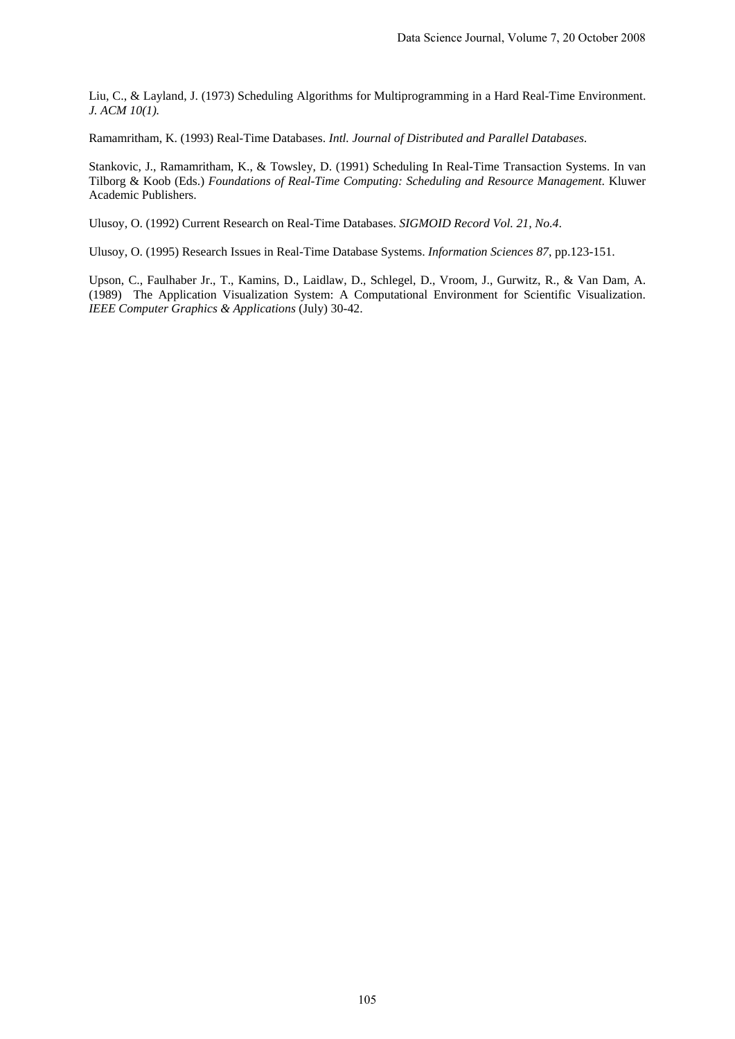Liu, C., & Layland, J. (1973) Scheduling Algorithms for Multiprogramming in a Hard Real-Time Environment. *J. ACM 10(1).*

Ramamritham, K. (1993) Real-Time Databases. *Intl. Journal of Distributed and Parallel Databases.*

Stankovic, J., Ramamritham, K., & Towsley, D. (1991) Scheduling In Real-Time Transaction Systems. In van Tilborg & Koob (Eds.) *Foundations of Real-Time Computing: Scheduling and Resource Management.* Kluwer Academic Publishers.

Ulusoy, O. (1992) Current Research on Real-Time Databases. *SIGMOID Record Vol. 21, No.4*.

Ulusoy, O. (1995) Research Issues in Real-Time Database Systems. *Information Sciences 87*, pp.123-151.

Upson, C., Faulhaber Jr., T., Kamins, D., Laidlaw, D., Schlegel, D., Vroom, J., Gurwitz, R., & Van Dam, A. (1989) The Application Visualization System: A Computational Environment for Scientific Visualization. *IEEE Computer Graphics & Applications* (July) 30-42.